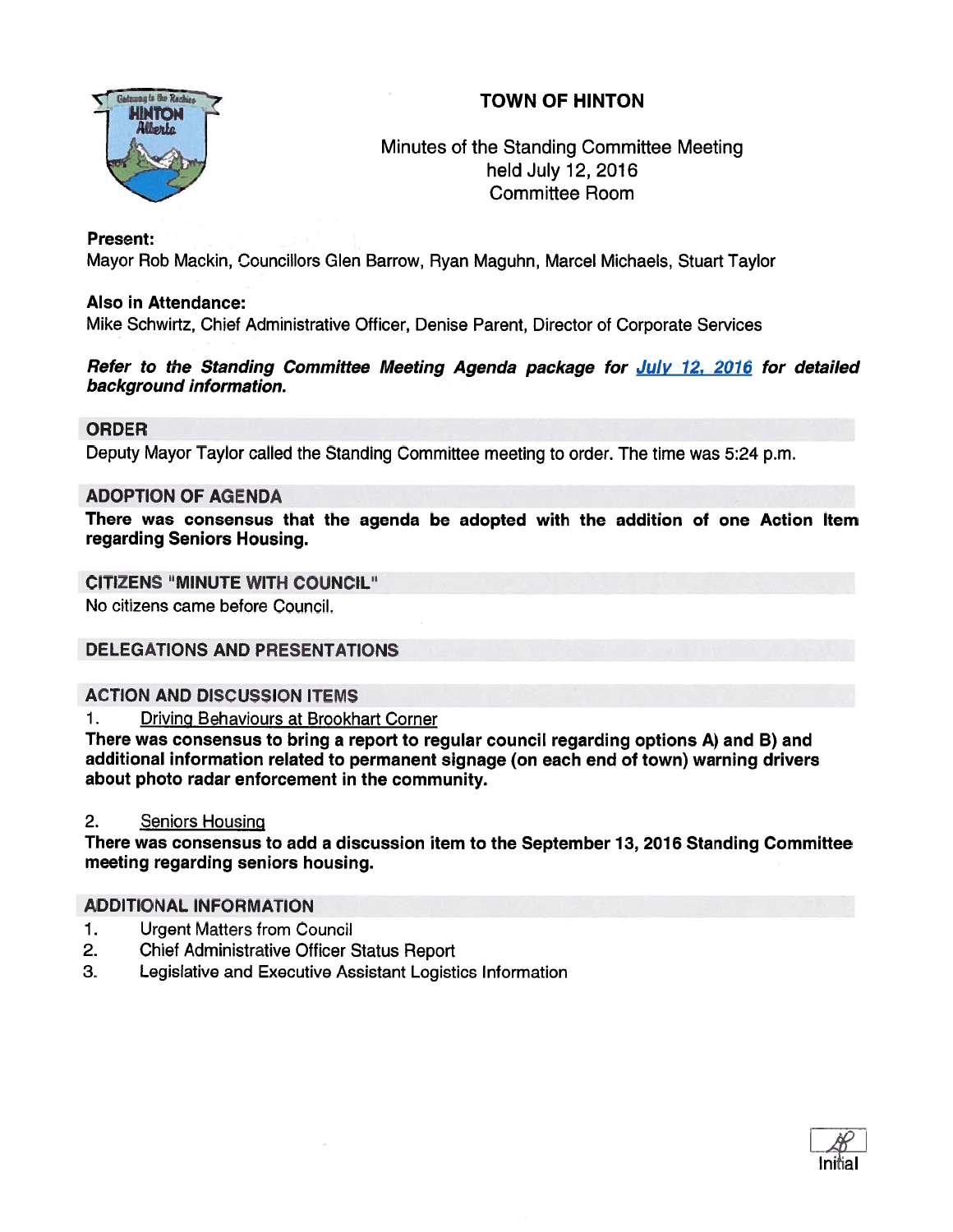# TOWN OF HINTON

Minutes of the Standing Committee Meeting
held July 12, 2016
Committee Room

**Present:**
Mayor Rob Mackin, Councillors Glen Barrow, Ryan Maguhn, Marcel Michaels, Stuart Taylor

**Also in Attendance:**
Mike Schwirtz, Chief Administrative Officer, Denise Parent, Director of Corporate Services

***Refer to the Standing Committee Meeting Agenda package for July 12, 2016 for detailed background information.***

## ORDER

Deputy Mayor Taylor called the Standing Committee meeting to order. The time was 5:24 p.m.

## ADOPTION OF AGENDA

**There was consensus that the agenda be adopted with the addition of one Action Item regarding Seniors Housing.**

## CITIZENS "MINUTE WITH COUNCIL"

No citizens came before Council.

## DELEGATIONS AND PRESENTATIONS

## ACTION AND DISCUSSION ITEMS

1. Driving Behaviours at Brookhart Corner

**There was consensus to bring a report to regular council regarding options A) and B) and additional information related to permanent signage (on each end of town) warning drivers about photo radar enforcement in the community.**

2. Seniors Housing

**There was consensus to add a discussion item to the September 13, 2016 Standing Committee meeting regarding seniors housing.**

## ADDITIONAL INFORMATION

1. Urgent Matters from Council
2. Chief Administrative Officer Status Report
3. Legislative and Executive Assistant Logistics Information

Initial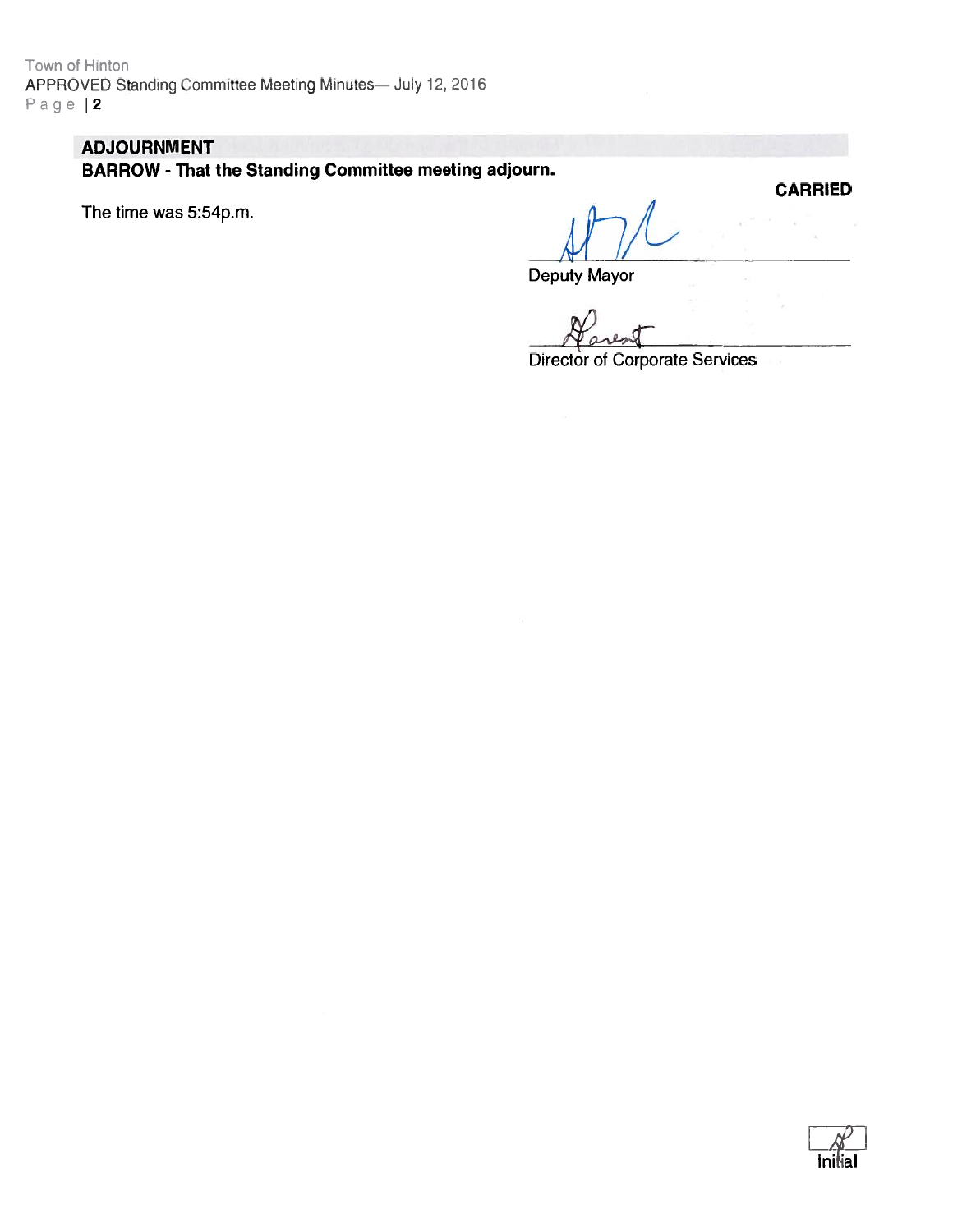## ADJOURNMENT

**BARROW - That the Standing Committee meeting adjourn.**

**CARRIED**

The time was 5:54p.m.

Deputy Mayor

Director of Corporate Services

Initial